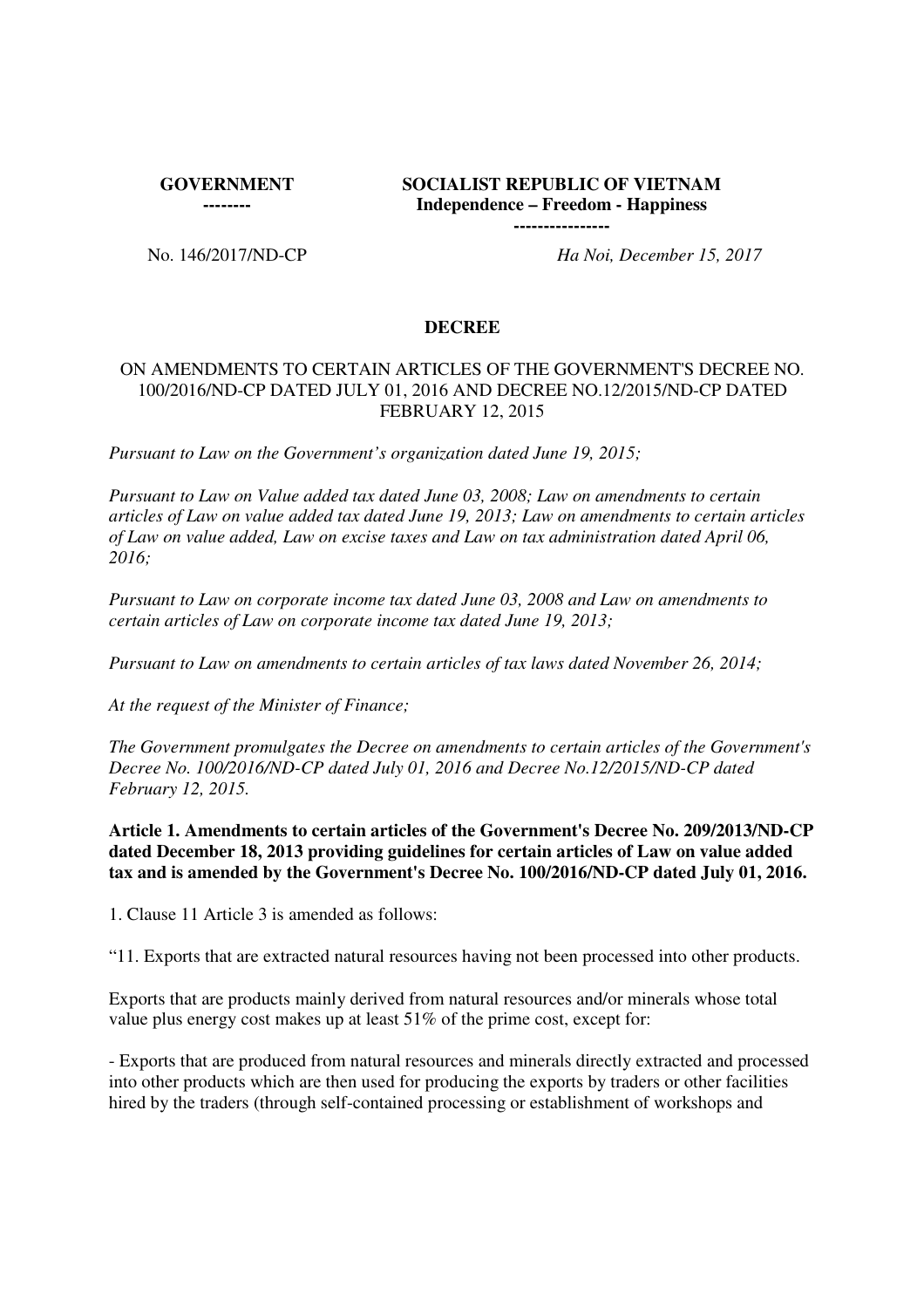**GOVERNMENT**
**--------**

**SOCIALIST REPUBLIC OF VIETNAM**
**Independence – Freedom - Happiness**
**----------------**

No. 146/2017/ND-CP

*Ha Noi, December 15, 2017*

# DECREE

## ON AMENDMENTS TO CERTAIN ARTICLES OF THE GOVERNMENT'S DECREE NO. 100/2016/ND-CP DATED JULY 01, 2016 AND DECREE NO.12/2015/ND-CP DATED FEBRUARY 12, 2015

*Pursuant to Law on the Government's organization dated June 19, 2015;*

*Pursuant to Law on Value added tax dated June 03, 2008; Law on amendments to certain articles of Law on value added tax dated June 19, 2013; Law on amendments to certain articles of Law on value added, Law on excise taxes and Law on tax administration dated April 06, 2016;*

*Pursuant to Law on corporate income tax dated June 03, 2008 and Law on amendments to certain articles of Law on corporate income tax dated June 19, 2013;*

*Pursuant to Law on amendments to certain articles of tax laws dated November 26, 2014;*

*At the request of the Minister of Finance;*

*The Government promulgates the Decree on amendments to certain articles of the Government's Decree No. 100/2016/ND-CP dated July 01, 2016 and Decree No.12/2015/ND-CP dated February 12, 2015.*

**Article 1. Amendments to certain articles of the Government's Decree No. 209/2013/ND-CP dated December 18, 2013 providing guidelines for certain articles of Law on value added tax and is amended by the Government's Decree No. 100/2016/ND-CP dated July 01, 2016.**

1. Clause 11 Article 3 is amended as follows:

"11. Exports that are extracted natural resources having not been processed into other products.

Exports that are products mainly derived from natural resources and/or minerals whose total value plus energy cost makes up at least 51% of the prime cost, except for:

- Exports that are produced from natural resources and minerals directly extracted and processed into other products which are then used for producing the exports by traders or other facilities hired by the traders (through self-contained processing or establishment of workshops and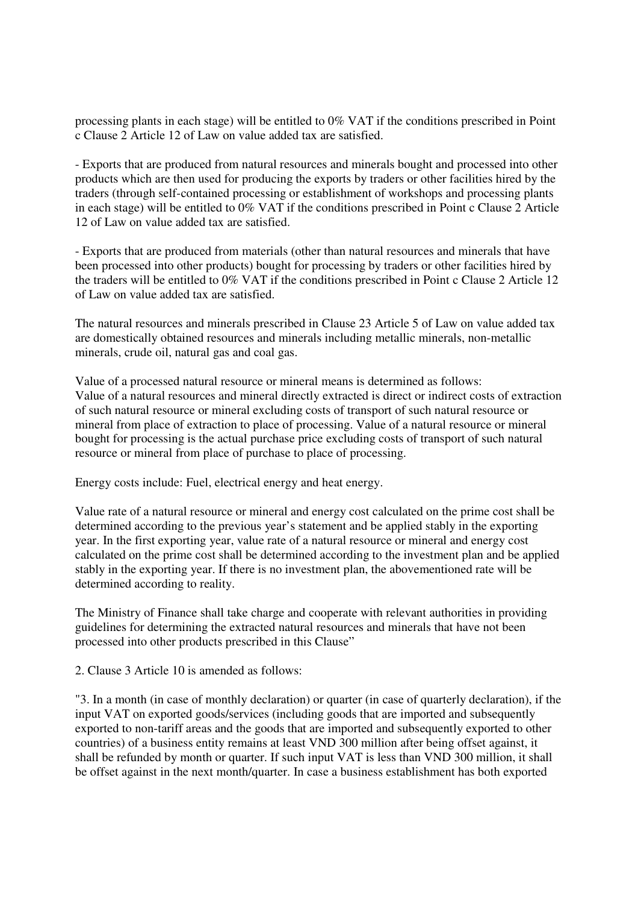processing plants in each stage) will be entitled to 0% VAT if the conditions prescribed in Point c Clause 2 Article 12 of Law on value added tax are satisfied.

- Exports that are produced from natural resources and minerals bought and processed into other products which are then used for producing the exports by traders or other facilities hired by the traders (through self-contained processing or establishment of workshops and processing plants in each stage) will be entitled to 0% VAT if the conditions prescribed in Point c Clause 2 Article 12 of Law on value added tax are satisfied.

- Exports that are produced from materials (other than natural resources and minerals that have been processed into other products) bought for processing by traders or other facilities hired by the traders will be entitled to 0% VAT if the conditions prescribed in Point c Clause 2 Article 12 of Law on value added tax are satisfied.

The natural resources and minerals prescribed in Clause 23 Article 5 of Law on value added tax are domestically obtained resources and minerals including metallic minerals, non-metallic minerals, crude oil, natural gas and coal gas.

Value of a processed natural resource or mineral means is determined as follows:
Value of a natural resources and mineral directly extracted is direct or indirect costs of extraction of such natural resource or mineral excluding costs of transport of such natural resource or mineral from place of extraction to place of processing. Value of a natural resource or mineral bought for processing is the actual purchase price excluding costs of transport of such natural resource or mineral from place of purchase to place of processing.

Energy costs include: Fuel, electrical energy and heat energy.

Value rate of a natural resource or mineral and energy cost calculated on the prime cost shall be determined according to the previous year's statement and be applied stably in the exporting year. In the first exporting year, value rate of a natural resource or mineral and energy cost calculated on the prime cost shall be determined according to the investment plan and be applied stably in the exporting year. If there is no investment plan, the abovementioned rate will be determined according to reality.

The Ministry of Finance shall take charge and cooperate with relevant authorities in providing guidelines for determining the extracted natural resources and minerals that have not been processed into other products prescribed in this Clause"

2. Clause 3 Article 10 is amended as follows:

"3. In a month (in case of monthly declaration) or quarter (in case of quarterly declaration), if the input VAT on exported goods/services (including goods that are imported and subsequently exported to non-tariff areas and the goods that are imported and subsequently exported to other countries) of a business entity remains at least VND 300 million after being offset against, it shall be refunded by month or quarter. If such input VAT is less than VND 300 million, it shall be offset against in the next month/quarter. In case a business establishment has both exported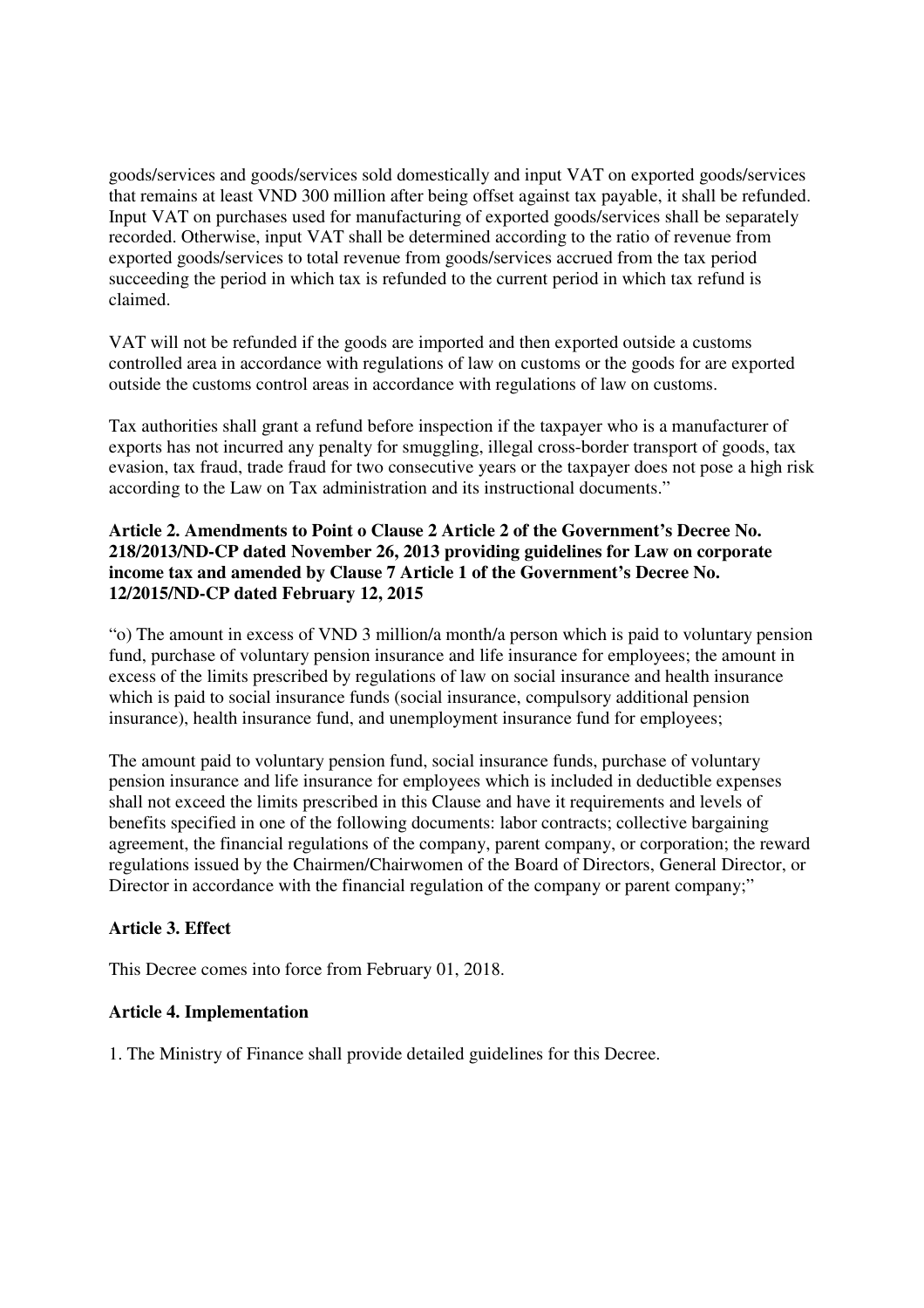goods/services and goods/services sold domestically and input VAT on exported goods/services that remains at least VND 300 million after being offset against tax payable, it shall be refunded. Input VAT on purchases used for manufacturing of exported goods/services shall be separately recorded. Otherwise, input VAT shall be determined according to the ratio of revenue from exported goods/services to total revenue from goods/services accrued from the tax period succeeding the period in which tax is refunded to the current period in which tax refund is claimed.

VAT will not be refunded if the goods are imported and then exported outside a customs controlled area in accordance with regulations of law on customs or the goods for are exported outside the customs control areas in accordance with regulations of law on customs.

Tax authorities shall grant a refund before inspection if the taxpayer who is a manufacturer of exports has not incurred any penalty for smuggling, illegal cross-border transport of goods, tax evasion, tax fraud, trade fraud for two consecutive years or the taxpayer does not pose a high risk according to the Law on Tax administration and its instructional documents."

**Article 2. Amendments to Point o Clause 2 Article 2 of the Government's Decree No. 218/2013/ND-CP dated November 26, 2013 providing guidelines for Law on corporate income tax and amended by Clause 7 Article 1 of the Government's Decree No. 12/2015/ND-CP dated February 12, 2015**

"o) The amount in excess of VND 3 million/a month/a person which is paid to voluntary pension fund, purchase of voluntary pension insurance and life insurance for employees; the amount in excess of the limits prescribed by regulations of law on social insurance and health insurance which is paid to social insurance funds (social insurance, compulsory additional pension insurance), health insurance fund, and unemployment insurance fund for employees;

The amount paid to voluntary pension fund, social insurance funds, purchase of voluntary pension insurance and life insurance for employees which is included in deductible expenses shall not exceed the limits prescribed in this Clause and have it requirements and levels of benefits specified in one of the following documents: labor contracts; collective bargaining agreement, the financial regulations of the company, parent company, or corporation; the reward regulations issued by the Chairmen/Chairwomen of the Board of Directors, General Director, or Director in accordance with the financial regulation of the company or parent company;"

**Article 3. Effect**

This Decree comes into force from February 01, 2018.

**Article 4. Implementation**

1. The Ministry of Finance shall provide detailed guidelines for this Decree.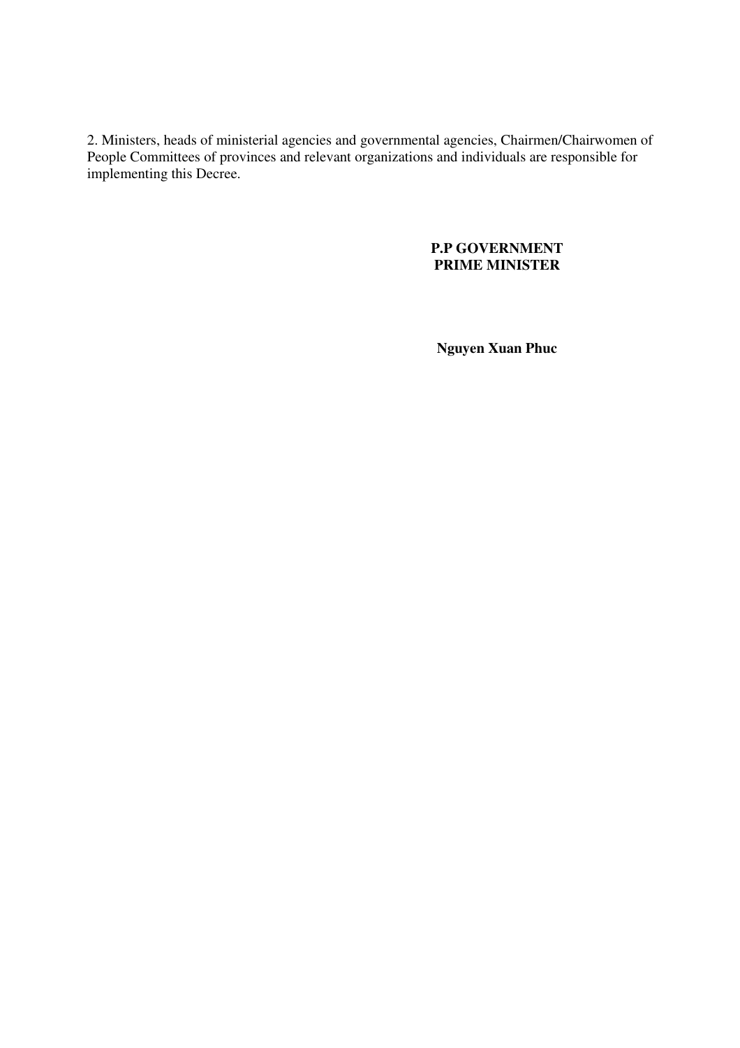2. Ministers, heads of ministerial agencies and governmental agencies, Chairmen/Chairwomen of People Committees of provinces and relevant organizations and individuals are responsible for implementing this Decree.

**P.P GOVERNMENT**
**PRIME MINISTER**

**Nguyen Xuan Phuc**